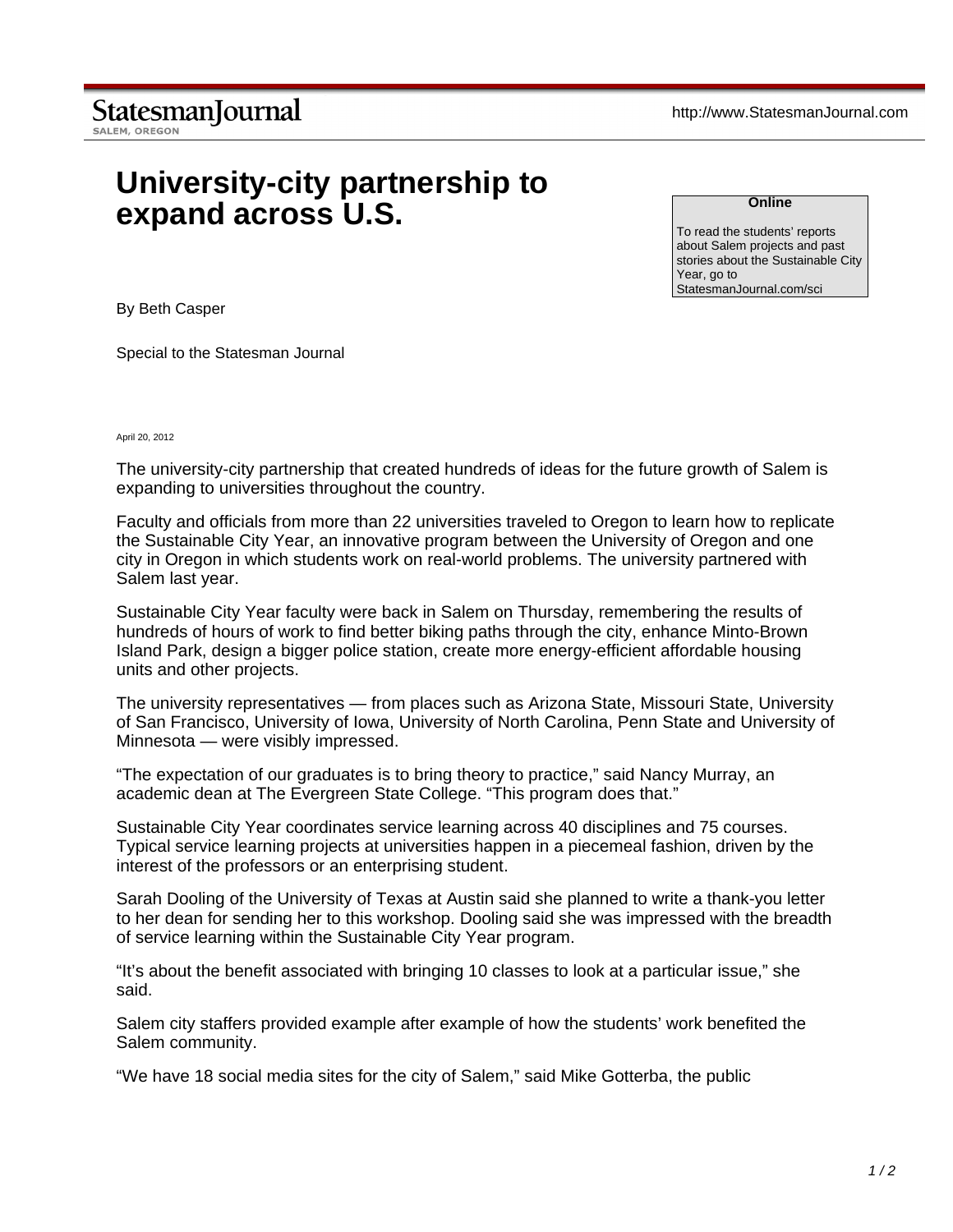StatesmanJournal
SALEM, OREGON

http://www.StatesmanJournal.com

# University-city partnership to expand across U.S.

**Online**

To read the students' reports about Salem projects and past stories about the Sustainable City Year, go to StatesmanJournal.com/sci

By Beth Casper

Special to the Statesman Journal

April 20, 2012

The university-city partnership that created hundreds of ideas for the future growth of Salem is expanding to universities throughout the country.

Faculty and officials from more than 22 universities traveled to Oregon to learn how to replicate the Sustainable City Year, an innovative program between the University of Oregon and one city in Oregon in which students work on real-world problems. The university partnered with Salem last year.

Sustainable City Year faculty were back in Salem on Thursday, remembering the results of hundreds of hours of work to find better biking paths through the city, enhance Minto-Brown Island Park, design a bigger police station, create more energy-efficient affordable housing units and other projects.

The university representatives — from places such as Arizona State, Missouri State, University of San Francisco, University of Iowa, University of North Carolina, Penn State and University of Minnesota — were visibly impressed.

"The expectation of our graduates is to bring theory to practice," said Nancy Murray, an academic dean at The Evergreen State College. "This program does that."

Sustainable City Year coordinates service learning across 40 disciplines and 75 courses. Typical service learning projects at universities happen in a piecemeal fashion, driven by the interest of the professors or an enterprising student.

Sarah Dooling of the University of Texas at Austin said she planned to write a thank-you letter to her dean for sending her to this workshop. Dooling said she was impressed with the breadth of service learning within the Sustainable City Year program.

"It's about the benefit associated with bringing 10 classes to look at a particular issue," she said.

Salem city staffers provided example after example of how the students' work benefited the Salem community.

"We have 18 social media sites for the city of Salem," said Mike Gotterba, the public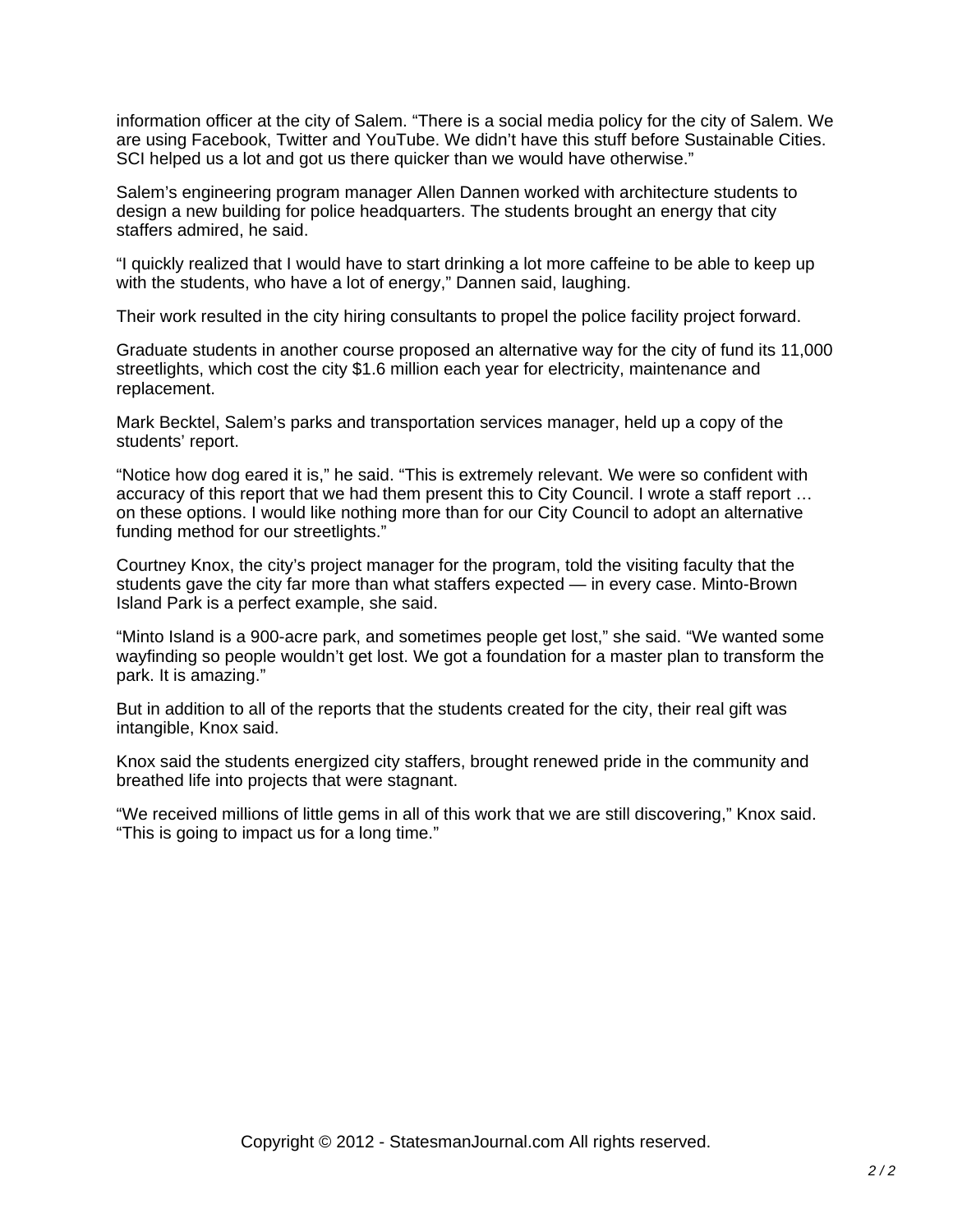information officer at the city of Salem. “There is a social media policy for the city of Salem. We are using Facebook, Twitter and YouTube. We didn’t have this stuff before Sustainable Cities. SCI helped us a lot and got us there quicker than we would have otherwise.”

Salem’s engineering program manager Allen Dannen worked with architecture students to design a new building for police headquarters. The students brought an energy that city staffers admired, he said.

“I quickly realized that I would have to start drinking a lot more caffeine to be able to keep up with the students, who have a lot of energy,” Dannen said, laughing.

Their work resulted in the city hiring consultants to propel the police facility project forward.

Graduate students in another course proposed an alternative way for the city of fund its 11,000 streetlights, which cost the city $1.6 million each year for electricity, maintenance and replacement.

Mark Becktel, Salem’s parks and transportation services manager, held up a copy of the students’ report.

“Notice how dog eared it is,” he said. “This is extremely relevant. We were so confident with accuracy of this report that we had them present this to City Council. I wrote a staff report … on these options. I would like nothing more than for our City Council to adopt an alternative funding method for our streetlights.”

Courtney Knox, the city’s project manager for the program, told the visiting faculty that the students gave the city far more than what staffers expected — in every case. Minto-Brown Island Park is a perfect example, she said.

“Minto Island is a 900-acre park, and sometimes people get lost,” she said. “We wanted some wayfinding so people wouldn’t get lost. We got a foundation for a master plan to transform the park. It is amazing.”

But in addition to all of the reports that the students created for the city, their real gift was intangible, Knox said.

Knox said the students energized city staffers, brought renewed pride in the community and breathed life into projects that were stagnant.

“We received millions of little gems in all of this work that we are still discovering,” Knox said. “This is going to impact us for a long time.”

Copyright © 2012 - StatesmanJournal.com All rights reserved.